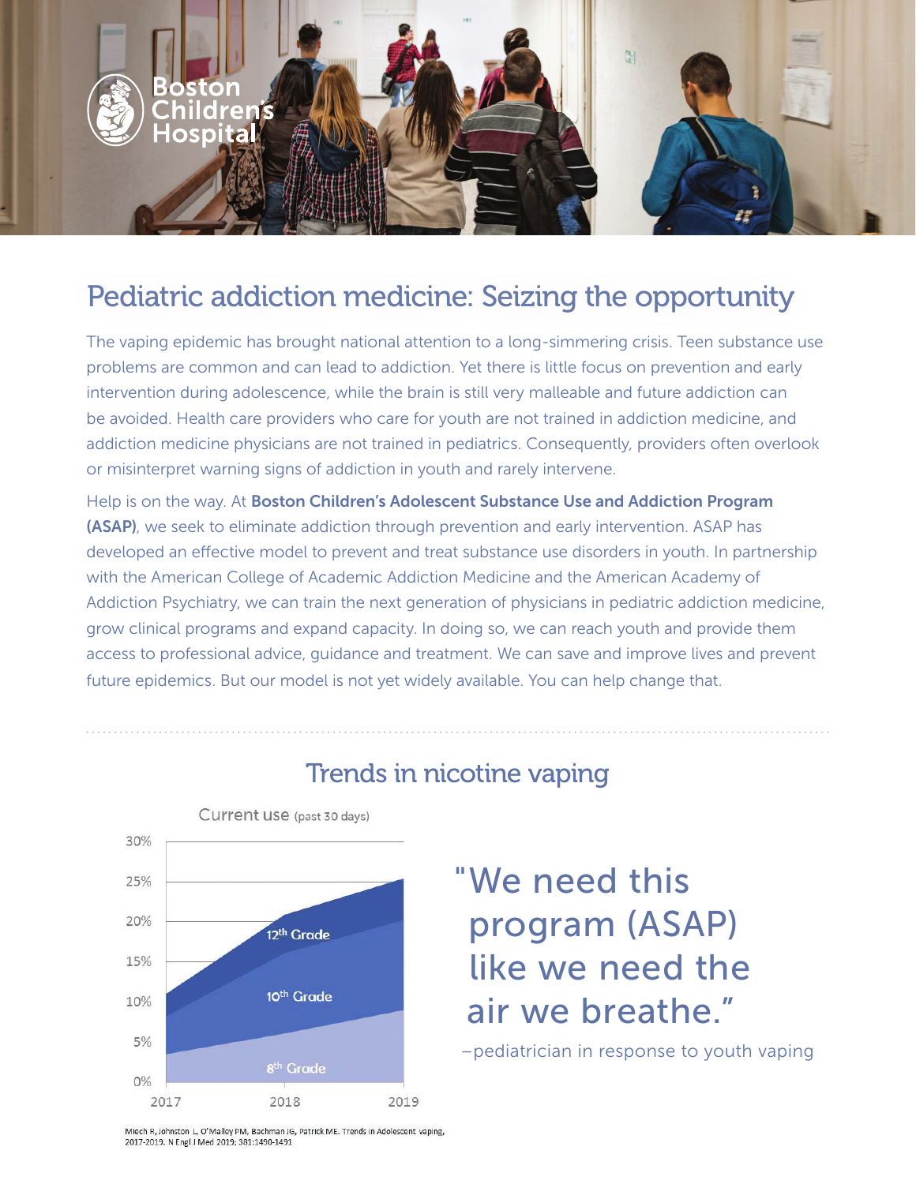Boston Children's Hospital

# Pediatric addiction medicine: Seizing the opportunity

The vaping epidemic has brought national attention to a long-simmering crisis. Teen substance use problems are common and can lead to addiction. Yet there is little focus on prevention and early intervention during adolescence, while the brain is still very malleable and future addiction can be avoided. Health care providers who care for youth are not trained in addiction medicine, and addiction medicine physicians are not trained in pediatrics. Consequently, providers often overlook or misinterpret warning signs of addiction in youth and rarely intervene.

Help is on the way. At **Boston Children's Adolescent Substance Use and Addiction Program (ASAP)**, we seek to eliminate addiction through prevention and early intervention. ASAP has developed an effective model to prevent and treat substance use disorders in youth. In partnership with the American College of Academic Addiction Medicine and the American Academy of Addiction Psychiatry, we can train the next generation of physicians in pediatric addiction medicine, grow clinical programs and expand capacity. In doing so, we can reach youth and provide them access to professional advice, guidance and treatment. We can save and improve lives and prevent future epidemics. But our model is not yet widely available. You can help change that.

## Trends in nicotine vaping

Current use (past 30 days)

| Year | 8th Grade | 10th Grade | 12th Grade |
|---|---|---|---|
| 2017 | ~3.5% | ~8% | ~11% |
| 2018 | ~6% | ~16% | ~21% |
| 2019 | ~9% | ~20% | ~25% |

Miech R, Johnston L, O'Malley PM, Bachman JG, Patrick ME. Trends in Adolescent vaping, 2017-2019. N Engl J Med 2019; 381:1490-1491

> "We need this program (ASAP) like we need the air we breathe."
>
> –pediatrician in response to youth vaping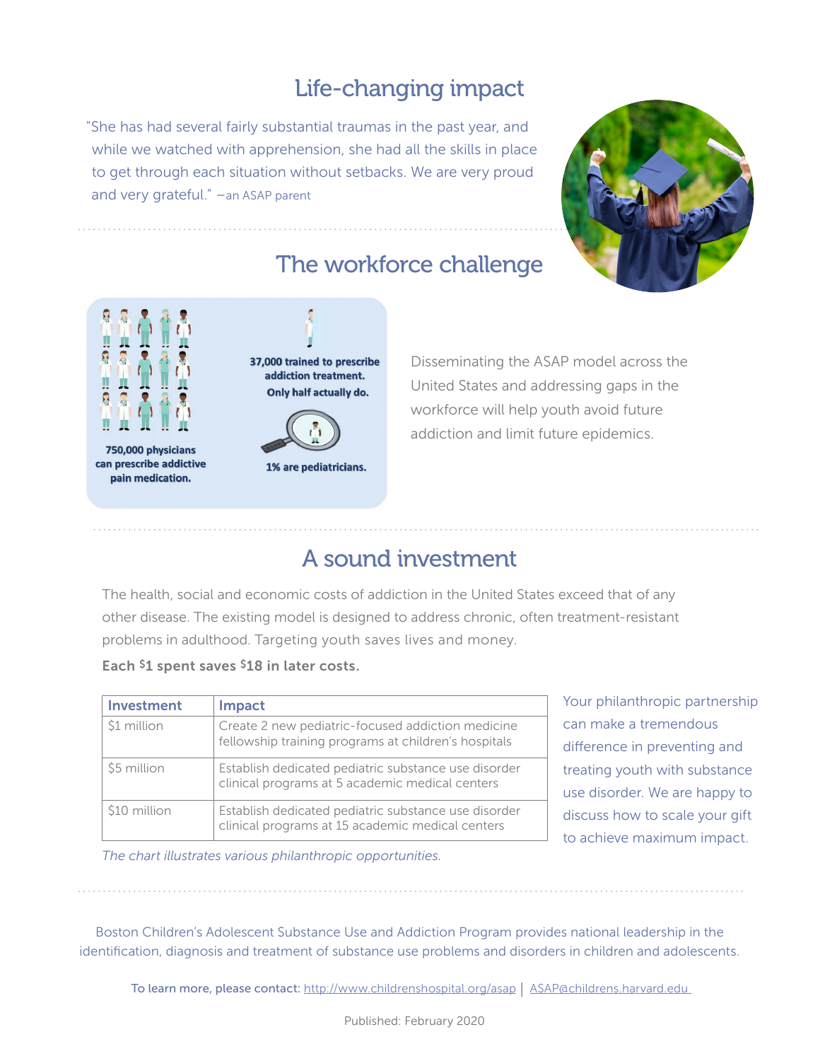## Life-changing impact

"She has had several fairly substantial traumas in the past year, and while we watched with apprehension, she had all the skills in place to get through each situation without setbacks. We are very proud and very grateful." —an ASAP parent

## The workforce challenge

750,000 physicians can prescribe addictive pain medication.

37,000 trained to prescribe addiction treatment. Only half actually do.

1% are pediatricians.

Disseminating the ASAP model across the United States and addressing gaps in the workforce will help youth avoid future addiction and limit future epidemics.

## A sound investment

The health, social and economic costs of addiction in the United States exceed that of any other disease. The existing model is designed to address chronic, often treatment-resistant problems in adulthood. Targeting youth saves lives and money.

**Each $1 spent saves $18 in later costs.**

| Investment | Impact |
| --- | --- |
| $1 million | Create 2 new pediatric-focused addiction medicine fellowship training programs at children's hospitals |
| $5 million | Establish dedicated pediatric substance use disorder clinical programs at 5 academic medical centers |
| $10 million | Establish dedicated pediatric substance use disorder clinical programs at 15 academic medical centers |

*The chart illustrates various philanthropic opportunities.*

Your philanthropic partnership can make a tremendous difference in preventing and treating youth with substance use disorder. We are happy to discuss how to scale your gift to achieve maximum impact.

Boston Children's Adolescent Substance Use and Addiction Program provides national leadership in the identification, diagnosis and treatment of substance use problems and disorders in children and adolescents.

To learn more, please contact: http://www.childrenshospital.org/asap | ASAP@childrens.harvard.edu

Published: February 2020